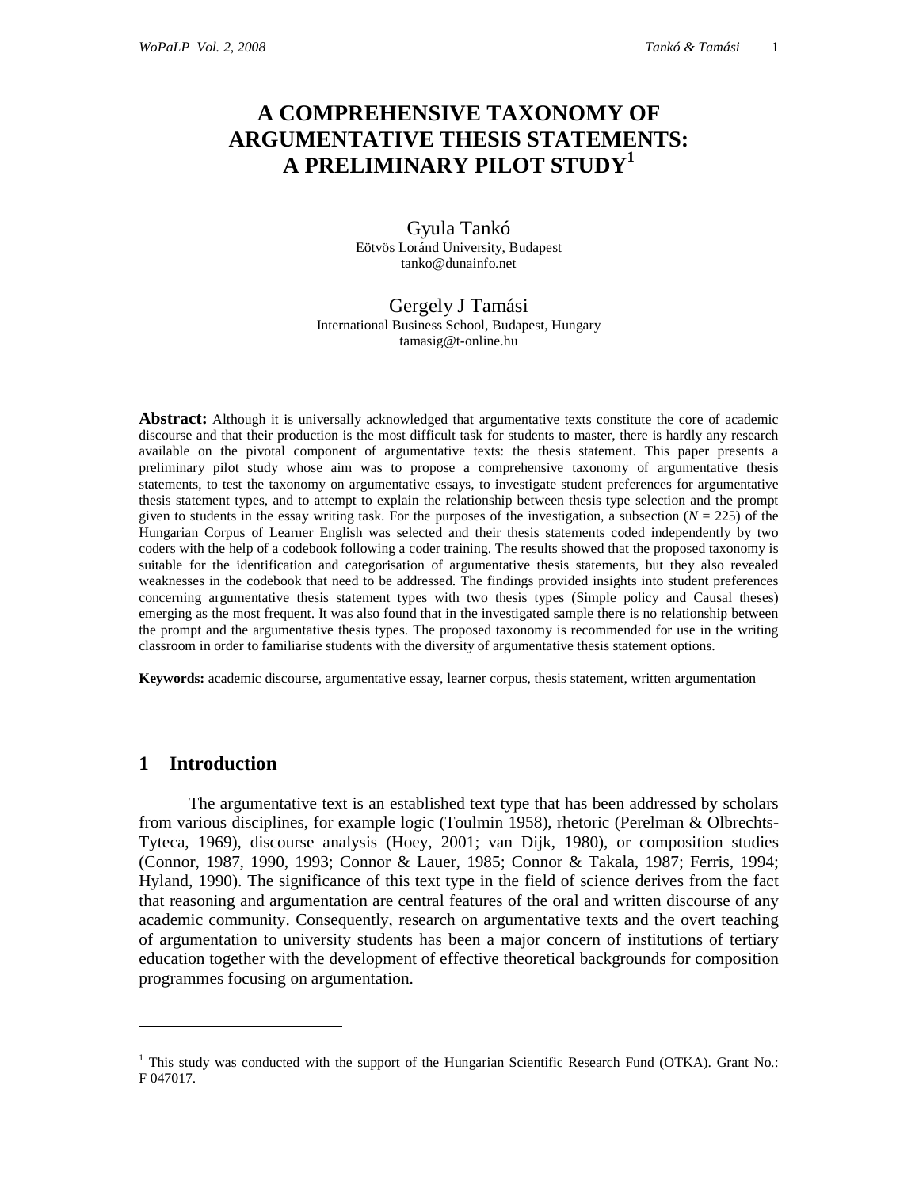# A COMPREHENSIVE TAXONOMY OF ARGUMENTATIVE THESIS STATEMENTS: A PRELIMINARY PILOT STUDY[1]

Gyula Tankó
Eötvös Loránd University, Budapest
tanko@dunainfo.net

Gergely J Tamási
International Business School, Budapest, Hungary
tamasig@t-online.hu

**Abstract:** Although it is universally acknowledged that argumentative texts constitute the core of academic discourse and that their production is the most difficult task for students to master, there is hardly any research available on the pivotal component of argumentative texts: the thesis statement. This paper presents a preliminary pilot study whose aim was to propose a comprehensive taxonomy of argumentative thesis statements, to test the taxonomy on argumentative essays, to investigate student preferences for argumentative thesis statement types, and to attempt to explain the relationship between thesis type selection and the prompt given to students in the essay writing task. For the purposes of the investigation, a subsection ($N = 225$) of the Hungarian Corpus of Learner English was selected and their thesis statements coded independently by two coders with the help of a codebook following a coder training. The results showed that the proposed taxonomy is suitable for the identification and categorisation of argumentative thesis statements, but they also revealed weaknesses in the codebook that need to be addressed. The findings provided insights into student preferences concerning argumentative thesis statement types with two thesis types (Simple policy and Causal theses) emerging as the most frequent. It was also found that in the investigated sample there is no relationship between the prompt and the argumentative thesis types. The proposed taxonomy is recommended for use in the writing classroom in order to familiarise students with the diversity of argumentative thesis statement options.

**Keywords:** academic discourse, argumentative essay, learner corpus, thesis statement, written argumentation

## 1 Introduction

The argumentative text is an established text type that has been addressed by scholars from various disciplines, for example logic (Toulmin 1958), rhetoric (Perelman & Olbrechts-Tyteca, 1969), discourse analysis (Hoey, 2001; van Dijk, 1980), or composition studies (Connor, 1987, 1990, 1993; Connor & Lauer, 1985; Connor & Takala, 1987; Ferris, 1994; Hyland, 1990). The significance of this text type in the field of science derives from the fact that reasoning and argumentation are central features of the oral and written discourse of any academic community. Consequently, research on argumentative texts and the overt teaching of argumentation to university students has been a major concern of institutions of tertiary education together with the development of effective theoretical backgrounds for composition programmes focusing on argumentation.

---

[1] This study was conducted with the support of the Hungarian Scientific Research Fund (OTKA). Grant No.: F 047017.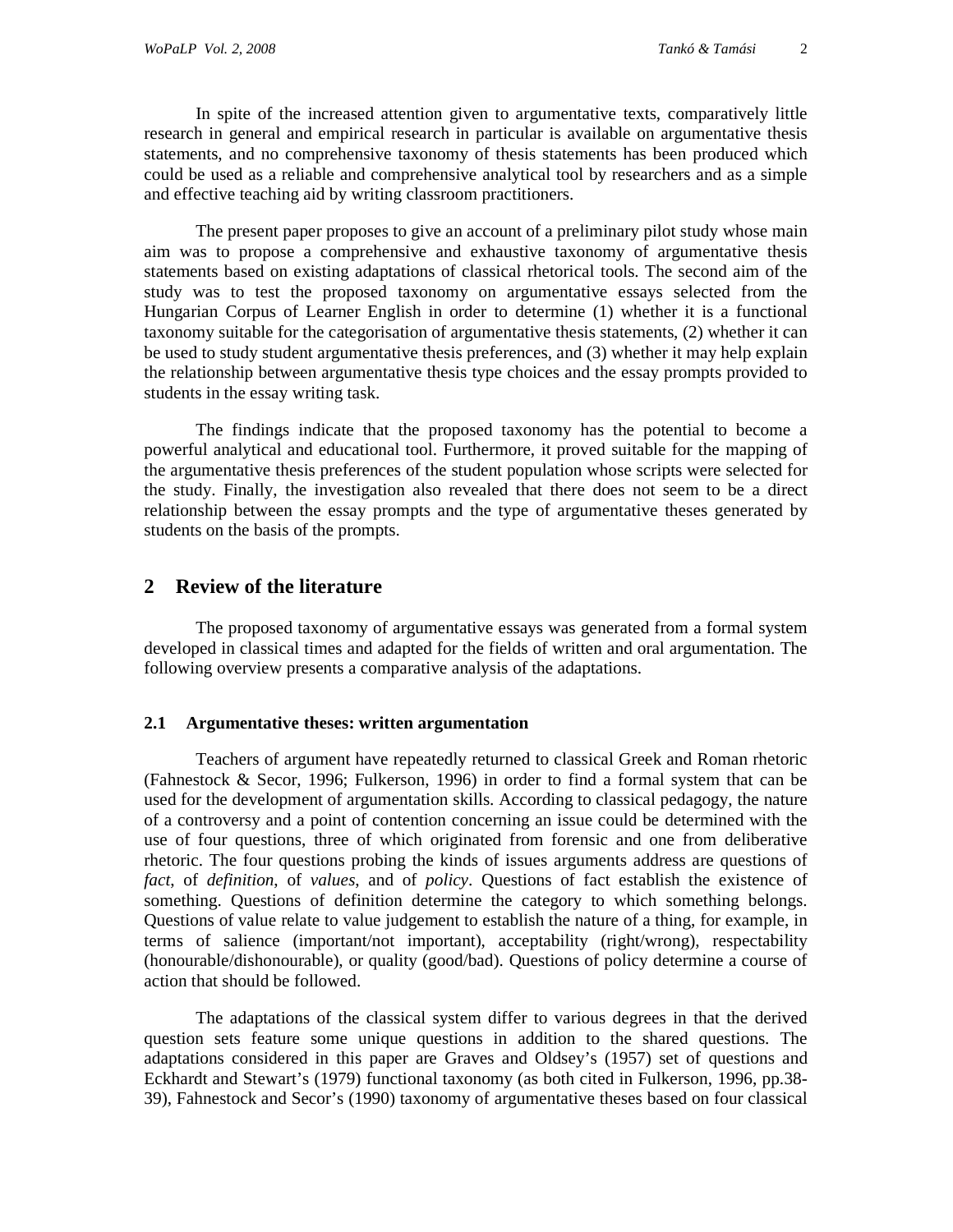In spite of the increased attention given to argumentative texts, comparatively little research in general and empirical research in particular is available on argumentative thesis statements, and no comprehensive taxonomy of thesis statements has been produced which could be used as a reliable and comprehensive analytical tool by researchers and as a simple and effective teaching aid by writing classroom practitioners.

The present paper proposes to give an account of a preliminary pilot study whose main aim was to propose a comprehensive and exhaustive taxonomy of argumentative thesis statements based on existing adaptations of classical rhetorical tools. The second aim of the study was to test the proposed taxonomy on argumentative essays selected from the Hungarian Corpus of Learner English in order to determine (1) whether it is a functional taxonomy suitable for the categorisation of argumentative thesis statements, (2) whether it can be used to study student argumentative thesis preferences, and (3) whether it may help explain the relationship between argumentative thesis type choices and the essay prompts provided to students in the essay writing task.

The findings indicate that the proposed taxonomy has the potential to become a powerful analytical and educational tool. Furthermore, it proved suitable for the mapping of the argumentative thesis preferences of the student population whose scripts were selected for the study. Finally, the investigation also revealed that there does not seem to be a direct relationship between the essay prompts and the type of argumentative theses generated by students on the basis of the prompts.

## 2 Review of the literature

The proposed taxonomy of argumentative essays was generated from a formal system developed in classical times and adapted for the fields of written and oral argumentation. The following overview presents a comparative analysis of the adaptations.

### 2.1 Argumentative theses: written argumentation

Teachers of argument have repeatedly returned to classical Greek and Roman rhetoric (Fahnestock & Secor, 1996; Fulkerson, 1996) in order to find a formal system that can be used for the development of argumentation skills. According to classical pedagogy, the nature of a controversy and a point of contention concerning an issue could be determined with the use of four questions, three of which originated from forensic and one from deliberative rhetoric. The four questions probing the kinds of issues arguments address are questions of *fact*, of *definition*, of *values*, and of *policy*. Questions of fact establish the existence of something. Questions of definition determine the category to which something belongs. Questions of value relate to value judgement to establish the nature of a thing, for example, in terms of salience (important/not important), acceptability (right/wrong), respectability (honourable/dishonourable), or quality (good/bad). Questions of policy determine a course of action that should be followed.

The adaptations of the classical system differ to various degrees in that the derived question sets feature some unique questions in addition to the shared questions. The adaptations considered in this paper are Graves and Oldsey's (1957) set of questions and Eckhardt and Stewart's (1979) functional taxonomy (as both cited in Fulkerson, 1996, pp.38-39), Fahnestock and Secor's (1990) taxonomy of argumentative theses based on four classical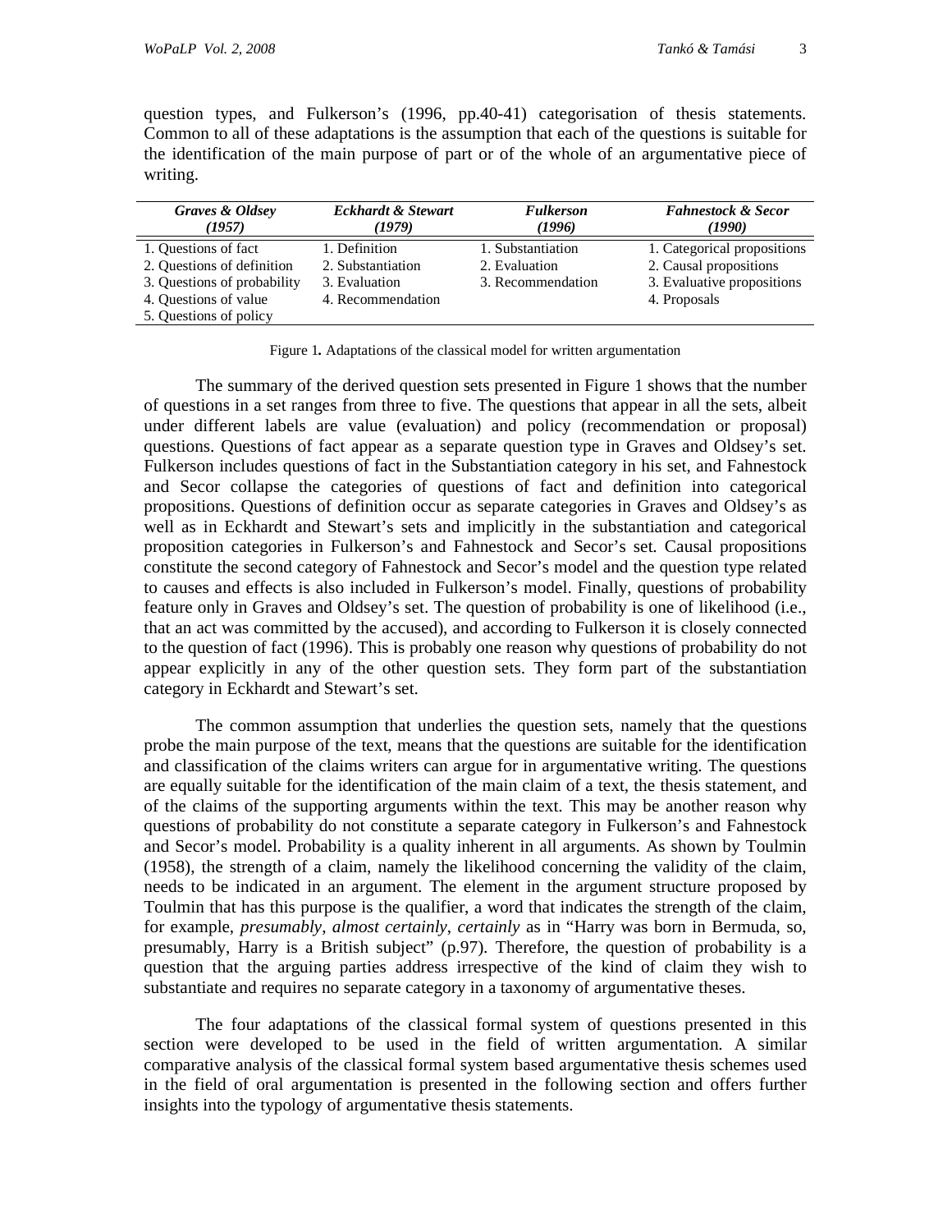question types, and Fulkerson's (1996, pp.40-41) categorisation of thesis statements. Common to all of these adaptations is the assumption that each of the questions is suitable for the identification of the main purpose of part or of the whole of an argumentative piece of writing.

| ***Graves & Oldsey (1957)*** | ***Eckhardt & Stewart (1979)*** | ***Fulkerson (1996)*** | ***Fahnestock & Secor (1990)*** |
|---|---|---|---|
| 1. Questions of fact | 1. Definition | 1. Substantiation | 1. Categorical propositions |
| 2. Questions of definition | 2. Substantiation | 2. Evaluation | 2. Causal propositions |
| 3. Questions of probability | 3. Evaluation | 3. Recommendation | 3. Evaluative propositions |
| 4. Questions of value | 4. Recommendation | | 4. Proposals |
| 5. Questions of policy | | | |

Figure 1**.** Adaptations of the classical model for written argumentation

The summary of the derived question sets presented in Figure 1 shows that the number of questions in a set ranges from three to five. The questions that appear in all the sets, albeit under different labels are value (evaluation) and policy (recommendation or proposal) questions. Questions of fact appear as a separate question type in Graves and Oldsey's set. Fulkerson includes questions of fact in the Substantiation category in his set, and Fahnestock and Secor collapse the categories of questions of fact and definition into categorical propositions. Questions of definition occur as separate categories in Graves and Oldsey's as well as in Eckhardt and Stewart's sets and implicitly in the substantiation and categorical proposition categories in Fulkerson's and Fahnestock and Secor's set. Causal propositions constitute the second category of Fahnestock and Secor's model and the question type related to causes and effects is also included in Fulkerson's model. Finally, questions of probability feature only in Graves and Oldsey's set. The question of probability is one of likelihood (i.e., that an act was committed by the accused), and according to Fulkerson it is closely connected to the question of fact (1996). This is probably one reason why questions of probability do not appear explicitly in any of the other question sets. They form part of the substantiation category in Eckhardt and Stewart's set.

The common assumption that underlies the question sets, namely that the questions probe the main purpose of the text, means that the questions are suitable for the identification and classification of the claims writers can argue for in argumentative writing. The questions are equally suitable for the identification of the main claim of a text, the thesis statement, and of the claims of the supporting arguments within the text. This may be another reason why questions of probability do not constitute a separate category in Fulkerson's and Fahnestock and Secor's model. Probability is a quality inherent in all arguments. As shown by Toulmin (1958), the strength of a claim, namely the likelihood concerning the validity of the claim, needs to be indicated in an argument. The element in the argument structure proposed by Toulmin that has this purpose is the qualifier, a word that indicates the strength of the claim, for example, *presumably*, *almost certainly*, *certainly* as in "Harry was born in Bermuda, so, presumably, Harry is a British subject" (p.97). Therefore, the question of probability is a question that the arguing parties address irrespective of the kind of claim they wish to substantiate and requires no separate category in a taxonomy of argumentative theses.

The four adaptations of the classical formal system of questions presented in this section were developed to be used in the field of written argumentation. A similar comparative analysis of the classical formal system based argumentative thesis schemes used in the field of oral argumentation is presented in the following section and offers further insights into the typology of argumentative thesis statements.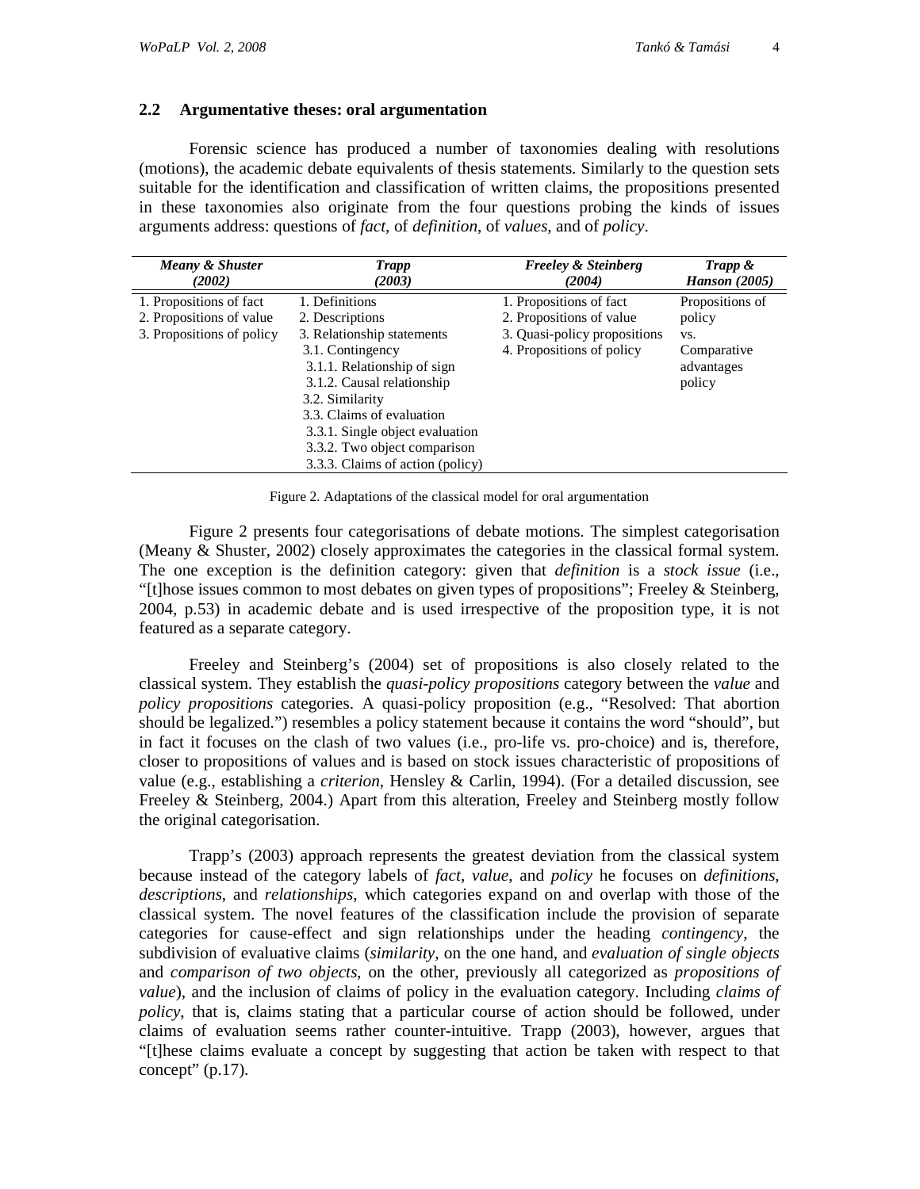### 2.2 Argumentative theses: oral argumentation

Forensic science has produced a number of taxonomies dealing with resolutions (motions), the academic debate equivalents of thesis statements. Similarly to the question sets suitable for the identification and classification of written claims, the propositions presented in these taxonomies also originate from the four questions probing the kinds of issues arguments address: questions of *fact*, of *definition*, of *values*, and of *policy*.

| ***Meany & Shuster (2002)*** | ***Trapp (2003)*** | ***Freeley & Steinberg (2004)*** | ***Trapp & Hanson (2005)*** |
|---|---|---|---|
| 1. Propositions of fact<br>2. Propositions of value<br>3. Propositions of policy | 1. Definitions<br>2. Descriptions<br>3. Relationship statements<br>3.1. Contingency<br>3.1.1. Relationship of sign<br>3.1.2. Causal relationship<br>3.2. Similarity<br>3.3. Claims of evaluation<br>3.3.1. Single object evaluation<br>3.3.2. Two object comparison<br>3.3.3. Claims of action (policy) | 1. Propositions of fact<br>2. Propositions of value<br>3. Quasi-policy propositions<br>4. Propositions of policy | Propositions of policy<br>vs.<br>Comparative advantages policy |

Figure 2. Adaptations of the classical model for oral argumentation

Figure 2 presents four categorisations of debate motions. The simplest categorisation (Meany & Shuster, 2002) closely approximates the categories in the classical formal system. The one exception is the definition category: given that *definition* is a *stock issue* (i.e., "[t]hose issues common to most debates on given types of propositions"; Freeley & Steinberg, 2004, p.53) in academic debate and is used irrespective of the proposition type, it is not featured as a separate category.

Freeley and Steinberg's (2004) set of propositions is also closely related to the classical system. They establish the *quasi-policy propositions* category between the *value* and *policy propositions* categories. A quasi-policy proposition (e.g., "Resolved: That abortion should be legalized.") resembles a policy statement because it contains the word "should", but in fact it focuses on the clash of two values (i.e., pro-life vs. pro-choice) and is, therefore, closer to propositions of values and is based on stock issues characteristic of propositions of value (e.g., establishing a *criterion*, Hensley & Carlin, 1994). (For a detailed discussion, see Freeley & Steinberg, 2004.) Apart from this alteration, Freeley and Steinberg mostly follow the original categorisation.

Trapp's (2003) approach represents the greatest deviation from the classical system because instead of the category labels of *fact*, *value*, and *policy* he focuses on *definitions*, *descriptions*, and *relationships*, which categories expand on and overlap with those of the classical system. The novel features of the classification include the provision of separate categories for cause-effect and sign relationships under the heading *contingency*, the subdivision of evaluative claims (*similarity*, on the one hand, and *evaluation of single objects* and *comparison of two objects*, on the other, previously all categorized as *propositions of value*), and the inclusion of claims of policy in the evaluation category. Including *claims of policy*, that is, claims stating that a particular course of action should be followed, under claims of evaluation seems rather counter-intuitive. Trapp (2003), however, argues that "[t]hese claims evaluate a concept by suggesting that action be taken with respect to that concept" (p.17).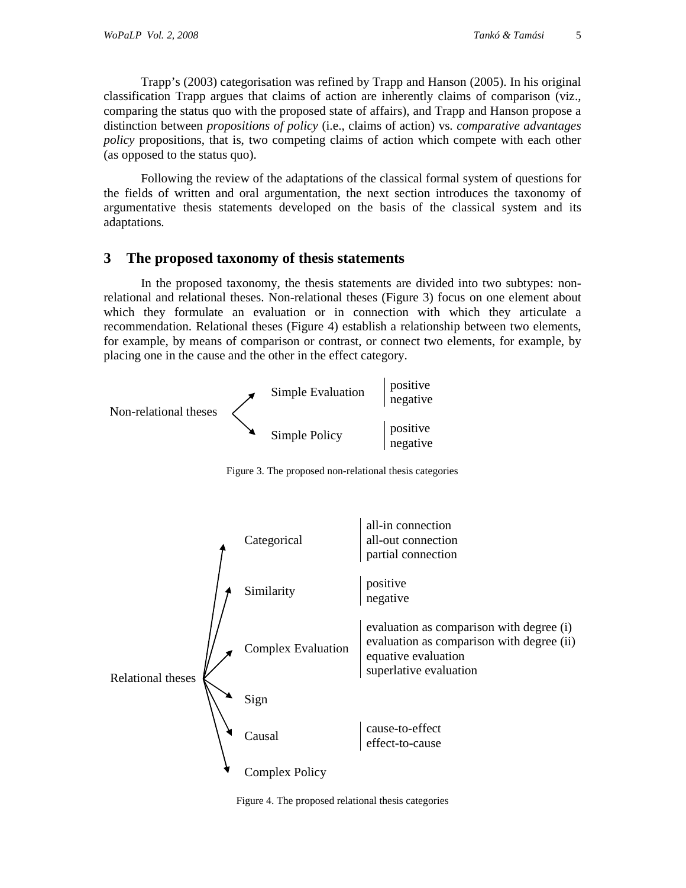Trapp's (2003) categorisation was refined by Trapp and Hanson (2005). In his original classification Trapp argues that claims of action are inherently claims of comparison (viz., comparing the status quo with the proposed state of affairs), and Trapp and Hanson propose a distinction between *propositions of policy* (i.e., claims of action) vs. *comparative advantages policy* propositions, that is, two competing claims of action which compete with each other (as opposed to the status quo).

Following the review of the adaptations of the classical formal system of questions for the fields of written and oral argumentation, the next section introduces the taxonomy of argumentative thesis statements developed on the basis of the classical system and its adaptations.

## 3 The proposed taxonomy of thesis statements

In the proposed taxonomy, the thesis statements are divided into two subtypes: non-relational and relational theses. Non-relational theses (Figure 3) focus on one element about which they formulate an evaluation or in connection with which they articulate a recommendation. Relational theses (Figure 4) establish a relationship between two elements, for example, by means of comparison or contrast, or connect two elements, for example, by placing one in the cause and the other in the effect category.

Non-relational theses
- Simple Evaluation
  - positive
  - negative
- Simple Policy
  - positive
  - negative

Figure 3. The proposed non-relational thesis categories

Relational theses
- Categorical
  - all-in connection
  - all-out connection
  - partial connection
- Similarity
  - positive
  - negative
- Complex Evaluation
  - evaluation as comparison with degree (i)
  - evaluation as comparison with degree (ii)
  - equative evaluation
  - superlative evaluation
- Sign
- Causal
  - cause-to-effect
  - effect-to-cause
- Complex Policy

Figure 4. The proposed relational thesis categories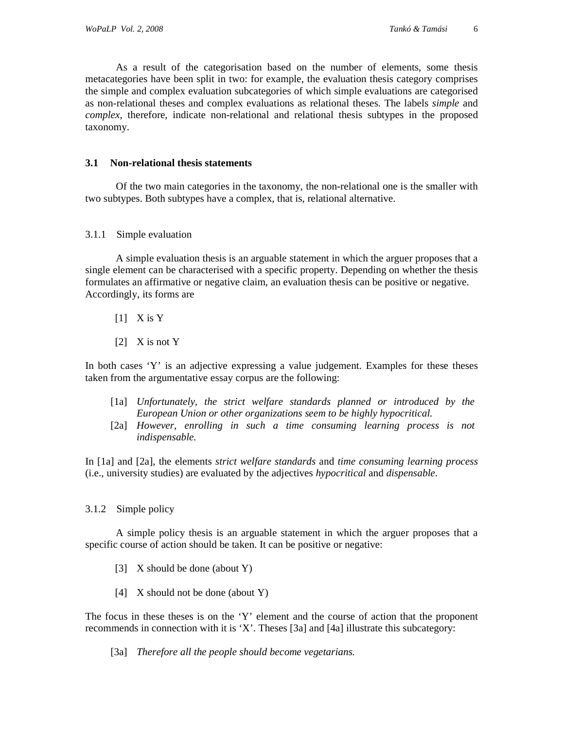As a result of the categorisation based on the number of elements, some thesis metacategories have been split in two: for example, the evaluation thesis category comprises the simple and complex evaluation subcategories of which simple evaluations are categorised as non-relational theses and complex evaluations as relational theses. The labels *simple* and *complex*, therefore, indicate non-relational and relational thesis subtypes in the proposed taxonomy.

## 3.1 Non-relational thesis statements

Of the two main categories in the taxonomy, the non-relational one is the smaller with two subtypes. Both subtypes have a complex, that is, relational alternative.

### 3.1.1 Simple evaluation

A simple evaluation thesis is an arguable statement in which the arguer proposes that a single element can be characterised with a specific property. Depending on whether the thesis formulates an affirmative or negative claim, an evaluation thesis can be positive or negative. Accordingly, its forms are

[1] X is Y

[2] X is not Y

In both cases 'Y' is an adjective expressing a value judgement. Examples for these theses taken from the argumentative essay corpus are the following:

[1a] *Unfortunately, the strict welfare standards planned or introduced by the European Union or other organizations seem to be highly hypocritical.*
[2a] *However, enrolling in such a time consuming learning process is not indispensable.*

In [1a] and [2a], the elements *strict welfare standards* and *time consuming learning process* (i.e., university studies) are evaluated by the adjectives *hypocritical* and *dispensable*.

### 3.1.2 Simple policy

A simple policy thesis is an arguable statement in which the arguer proposes that a specific course of action should be taken. It can be positive or negative:

[3] X should be done (about Y)

[4] X should not be done (about Y)

The focus in these theses is on the 'Y' element and the course of action that the proponent recommends in connection with it is 'X'. Theses [3a] and [4a] illustrate this subcategory:

[3a] *Therefore all the people should become vegetarians.*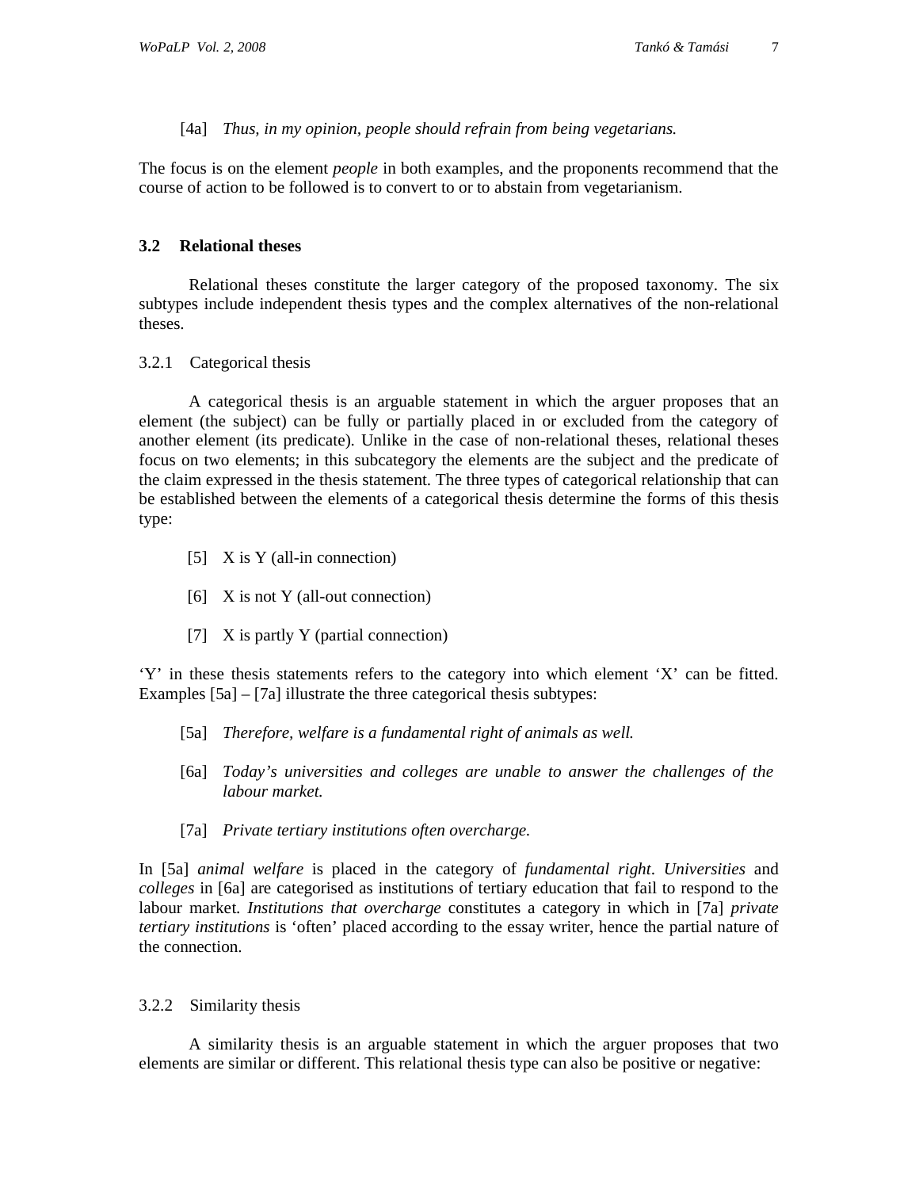[4a] *Thus, in my opinion, people should refrain from being vegetarians.*

The focus is on the element *people* in both examples, and the proponents recommend that the course of action to be followed is to convert to or to abstain from vegetarianism.

### 3.2 Relational theses

Relational theses constitute the larger category of the proposed taxonomy. The six subtypes include independent thesis types and the complex alternatives of the non-relational theses.

#### 3.2.1 Categorical thesis

A categorical thesis is an arguable statement in which the arguer proposes that an element (the subject) can be fully or partially placed in or excluded from the category of another element (its predicate). Unlike in the case of non-relational theses, relational theses focus on two elements; in this subcategory the elements are the subject and the predicate of the claim expressed in the thesis statement. The three types of categorical relationship that can be established between the elements of a categorical thesis determine the forms of this thesis type:

[5] X is Y (all-in connection)

[6] X is not Y (all-out connection)

[7] X is partly Y (partial connection)

'Y' in these thesis statements refers to the category into which element 'X' can be fitted. Examples [5a] – [7a] illustrate the three categorical thesis subtypes:

[5a] *Therefore, welfare is a fundamental right of animals as well.*

[6a] *Today's universities and colleges are unable to answer the challenges of the labour market.*

[7a] *Private tertiary institutions often overcharge.*

In [5a] *animal welfare* is placed in the category of *fundamental right*. *Universities* and *colleges* in [6a] are categorised as institutions of tertiary education that fail to respond to the labour market. *Institutions that overcharge* constitutes a category in which in [7a] *private tertiary institutions* is 'often' placed according to the essay writer, hence the partial nature of the connection.

#### 3.2.2 Similarity thesis

A similarity thesis is an arguable statement in which the arguer proposes that two elements are similar or different. This relational thesis type can also be positive or negative: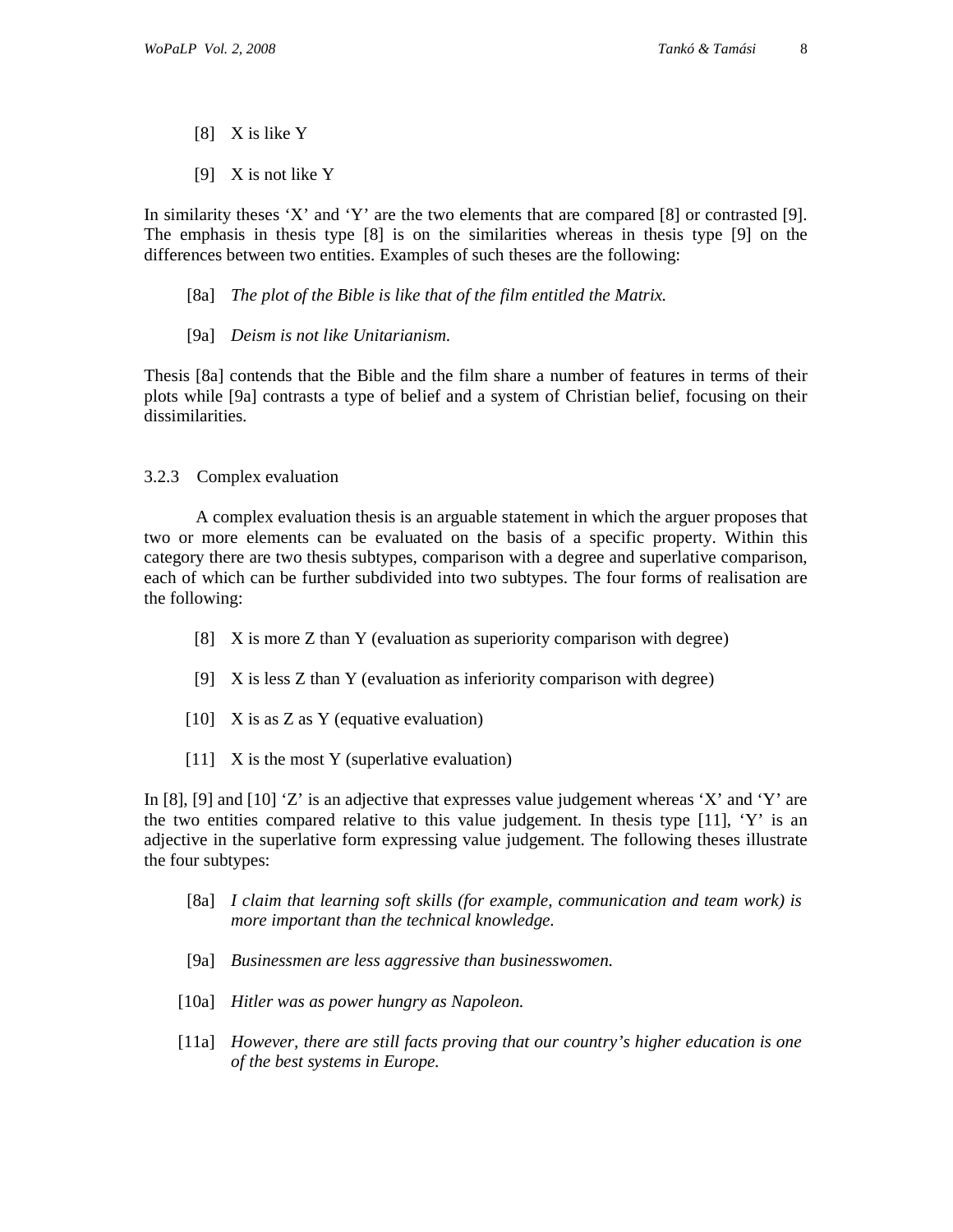[8] X is like Y

[9] X is not like Y

In similarity theses 'X' and 'Y' are the two elements that are compared [8] or contrasted [9]. The emphasis in thesis type [8] is on the similarities whereas in thesis type [9] on the differences between two entities. Examples of such theses are the following:

[8a] *The plot of the Bible is like that of the film entitled the Matrix.*

[9a] *Deism is not like Unitarianism.*

Thesis [8a] contends that the Bible and the film share a number of features in terms of their plots while [9a] contrasts a type of belief and a system of Christian belief, focusing on their dissimilarities.

### 3.2.3 Complex evaluation

A complex evaluation thesis is an arguable statement in which the arguer proposes that two or more elements can be evaluated on the basis of a specific property. Within this category there are two thesis subtypes, comparison with a degree and superlative comparison, each of which can be further subdivided into two subtypes. The four forms of realisation are the following:

[8] X is more Z than Y (evaluation as superiority comparison with degree)

[9] X is less Z than Y (evaluation as inferiority comparison with degree)

[10] X is as Z as Y (equative evaluation)

[11] X is the most Y (superlative evaluation)

In [8], [9] and [10] 'Z' is an adjective that expresses value judgement whereas 'X' and 'Y' are the two entities compared relative to this value judgement. In thesis type [11], 'Y' is an adjective in the superlative form expressing value judgement. The following theses illustrate the four subtypes:

[8a] *I claim that learning soft skills (for example, communication and team work) is more important than the technical knowledge.*

[9a] *Businessmen are less aggressive than businesswomen.*

[10a] *Hitler was as power hungry as Napoleon.*

[11a] *However, there are still facts proving that our country's higher education is one of the best systems in Europe.*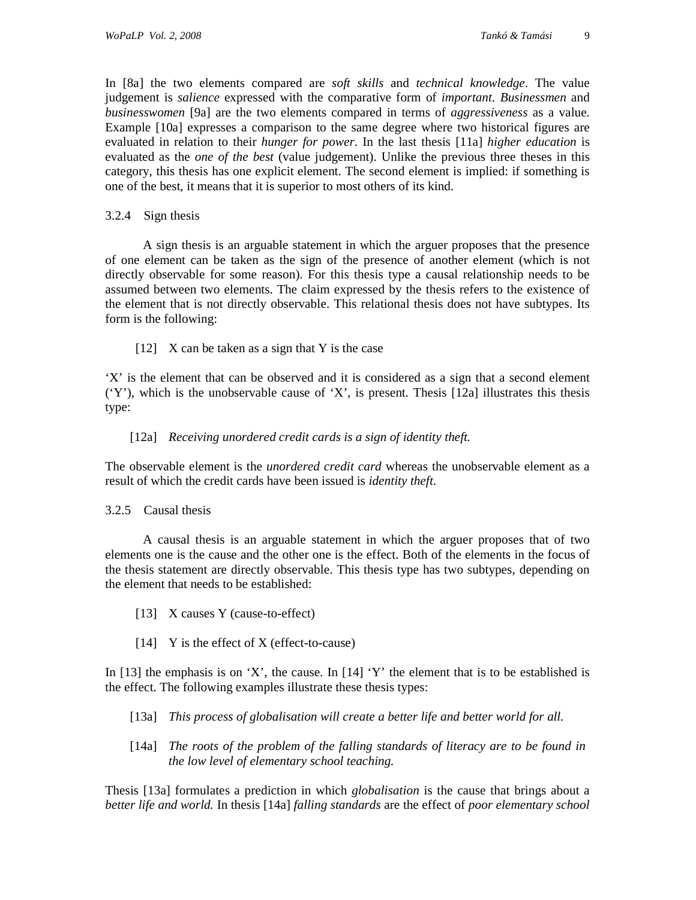In [8a] the two elements compared are *soft skills* and *technical knowledge*. The value judgement is *salience* expressed with the comparative form of *important*. *Businessmen* and *businesswomen* [9a] are the two elements compared in terms of *aggressiveness* as a value. Example [10a] expresses a comparison to the same degree where two historical figures are evaluated in relation to their *hunger for power*. In the last thesis [11a] *higher education* is evaluated as the *one of the best* (value judgement). Unlike the previous three theses in this category, this thesis has one explicit element. The second element is implied: if something is one of the best, it means that it is superior to most others of its kind.

### 3.2.4 Sign thesis

A sign thesis is an arguable statement in which the arguer proposes that the presence of one element can be taken as the sign of the presence of another element (which is not directly observable for some reason). For this thesis type a causal relationship needs to be assumed between two elements. The claim expressed by the thesis refers to the existence of the element that is not directly observable. This relational thesis does not have subtypes. Its form is the following:

[12] X can be taken as a sign that Y is the case

'X' is the element that can be observed and it is considered as a sign that a second element ('Y'), which is the unobservable cause of 'X', is present. Thesis [12a] illustrates this thesis type:

[12a] *Receiving unordered credit cards is a sign of identity theft.*

The observable element is the *unordered credit card* whereas the unobservable element as a result of which the credit cards have been issued is *identity theft*.

### 3.2.5 Causal thesis

A causal thesis is an arguable statement in which the arguer proposes that of two elements one is the cause and the other one is the effect. Both of the elements in the focus of the thesis statement are directly observable. This thesis type has two subtypes, depending on the element that needs to be established:

[13] X causes Y (cause-to-effect)

[14] Y is the effect of X (effect-to-cause)

In [13] the emphasis is on 'X', the cause. In [14] 'Y' the element that is to be established is the effect. The following examples illustrate these thesis types:

[13a] *This process of globalisation will create a better life and better world for all.*

[14a] *The roots of the problem of the falling standards of literacy are to be found in the low level of elementary school teaching.*

Thesis [13a] formulates a prediction in which *globalisation* is the cause that brings about a *better life and world.* In thesis [14a] *falling standards* are the effect of *poor elementary school*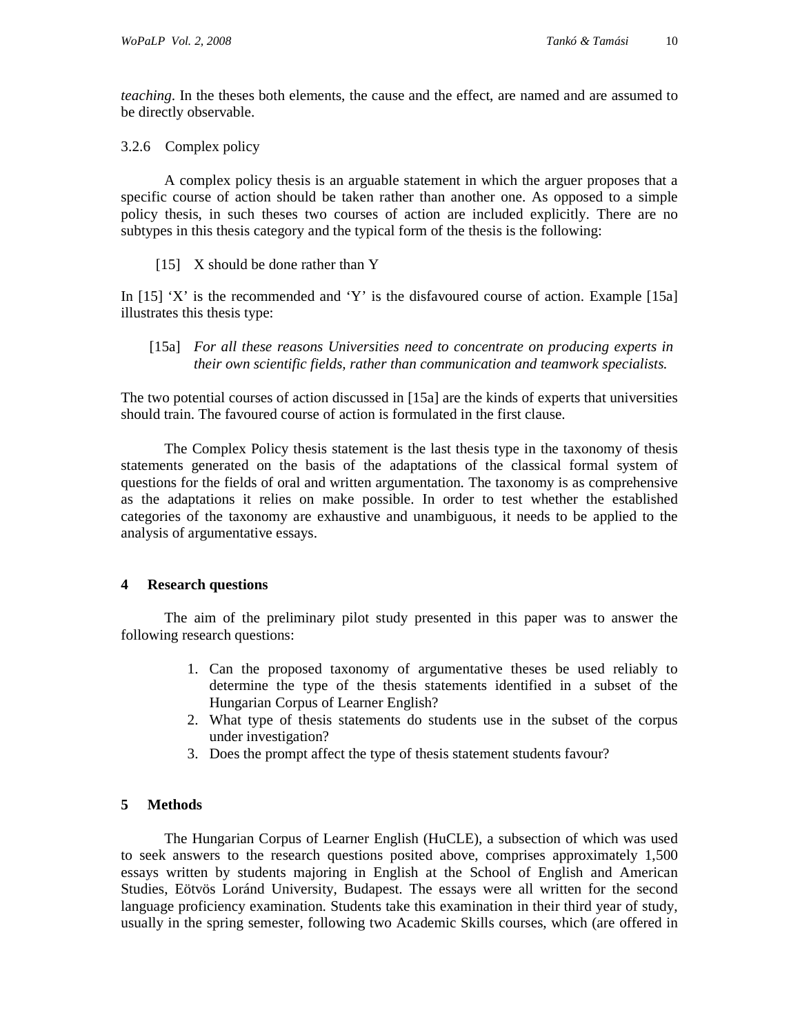*teaching*. In the theses both elements, the cause and the effect, are named and are assumed to be directly observable.

### 3.2.6 Complex policy

A complex policy thesis is an arguable statement in which the arguer proposes that a specific course of action should be taken rather than another one. As opposed to a simple policy thesis, in such theses two courses of action are included explicitly. There are no subtypes in this thesis category and the typical form of the thesis is the following:

[15] X should be done rather than Y

In [15] 'X' is the recommended and 'Y' is the disfavoured course of action. Example [15a] illustrates this thesis type:

[15a] *For all these reasons Universities need to concentrate on producing experts in their own scientific fields, rather than communication and teamwork specialists.*

The two potential courses of action discussed in [15a] are the kinds of experts that universities should train. The favoured course of action is formulated in the first clause.

The Complex Policy thesis statement is the last thesis type in the taxonomy of thesis statements generated on the basis of the adaptations of the classical formal system of questions for the fields of oral and written argumentation. The taxonomy is as comprehensive as the adaptations it relies on make possible. In order to test whether the established categories of the taxonomy are exhaustive and unambiguous, it needs to be applied to the analysis of argumentative essays.

## 4 Research questions

The aim of the preliminary pilot study presented in this paper was to answer the following research questions:

1. Can the proposed taxonomy of argumentative theses be used reliably to determine the type of the thesis statements identified in a subset of the Hungarian Corpus of Learner English?
2. What type of thesis statements do students use in the subset of the corpus under investigation?
3. Does the prompt affect the type of thesis statement students favour?

## 5 Methods

The Hungarian Corpus of Learner English (HuCLE), a subsection of which was used to seek answers to the research questions posited above, comprises approximately 1,500 essays written by students majoring in English at the School of English and American Studies, Eötvös Loránd University, Budapest. The essays were all written for the second language proficiency examination. Students take this examination in their third year of study, usually in the spring semester, following two Academic Skills courses, which (are offered in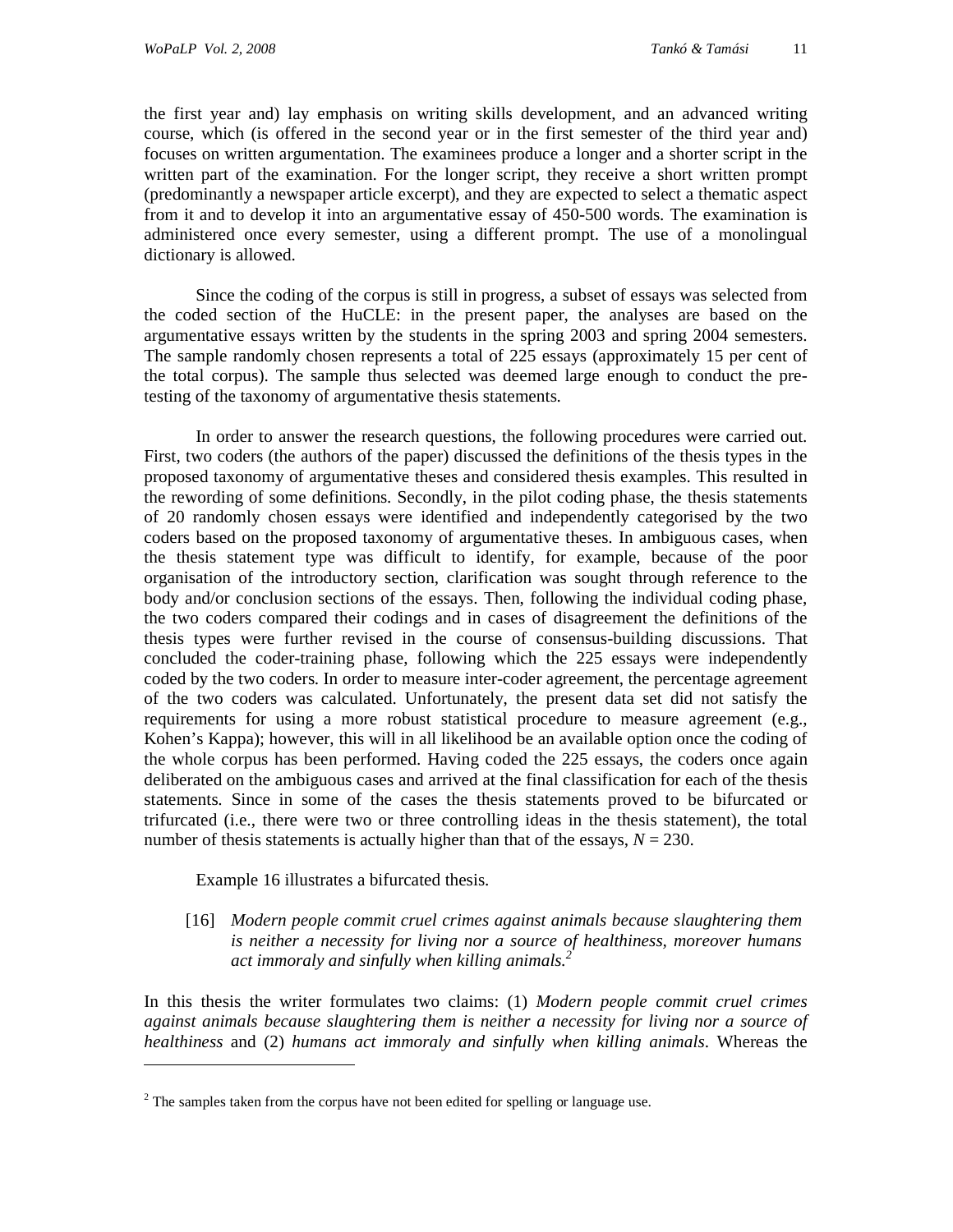the first year and) lay emphasis on writing skills development, and an advanced writing course, which (is offered in the second year or in the first semester of the third year and) focuses on written argumentation. The examinees produce a longer and a shorter script in the written part of the examination. For the longer script, they receive a short written prompt (predominantly a newspaper article excerpt), and they are expected to select a thematic aspect from it and to develop it into an argumentative essay of 450-500 words. The examination is administered once every semester, using a different prompt. The use of a monolingual dictionary is allowed.

Since the coding of the corpus is still in progress, a subset of essays was selected from the coded section of the HuCLE: in the present paper, the analyses are based on the argumentative essays written by the students in the spring 2003 and spring 2004 semesters. The sample randomly chosen represents a total of 225 essays (approximately 15 per cent of the total corpus). The sample thus selected was deemed large enough to conduct the pre-testing of the taxonomy of argumentative thesis statements.

In order to answer the research questions, the following procedures were carried out. First, two coders (the authors of the paper) discussed the definitions of the thesis types in the proposed taxonomy of argumentative theses and considered thesis examples. This resulted in the rewording of some definitions. Secondly, in the pilot coding phase, the thesis statements of 20 randomly chosen essays were identified and independently categorised by the two coders based on the proposed taxonomy of argumentative theses. In ambiguous cases, when the thesis statement type was difficult to identify, for example, because of the poor organisation of the introductory section, clarification was sought through reference to the body and/or conclusion sections of the essays. Then, following the individual coding phase, the two coders compared their codings and in cases of disagreement the definitions of the thesis types were further revised in the course of consensus-building discussions. That concluded the coder-training phase, following which the 225 essays were independently coded by the two coders. In order to measure inter-coder agreement, the percentage agreement of the two coders was calculated. Unfortunately, the present data set did not satisfy the requirements for using a more robust statistical procedure to measure agreement (e.g., Kohen's Kappa); however, this will in all likelihood be an available option once the coding of the whole corpus has been performed. Having coded the 225 essays, the coders once again deliberated on the ambiguous cases and arrived at the final classification for each of the thesis statements. Since in some of the cases the thesis statements proved to be bifurcated or trifurcated (i.e., there were two or three controlling ideas in the thesis statement), the total number of thesis statements is actually higher than that of the essays, $N = 230$.

Example 16 illustrates a bifurcated thesis.

> [16] *Modern people commit cruel crimes against animals because slaughtering them is neither a necessity for living nor a source of healthiness, moreover humans act immoraly and sinfully when killing animals.*[2]

In this thesis the writer formulates two claims: (1) *Modern people commit cruel crimes against animals because slaughtering them is neither a necessity for living nor a source of healthiness* and (2) *humans act immoraly and sinfully when killing animals*. Whereas the

---

[2] The samples taken from the corpus have not been edited for spelling or language use.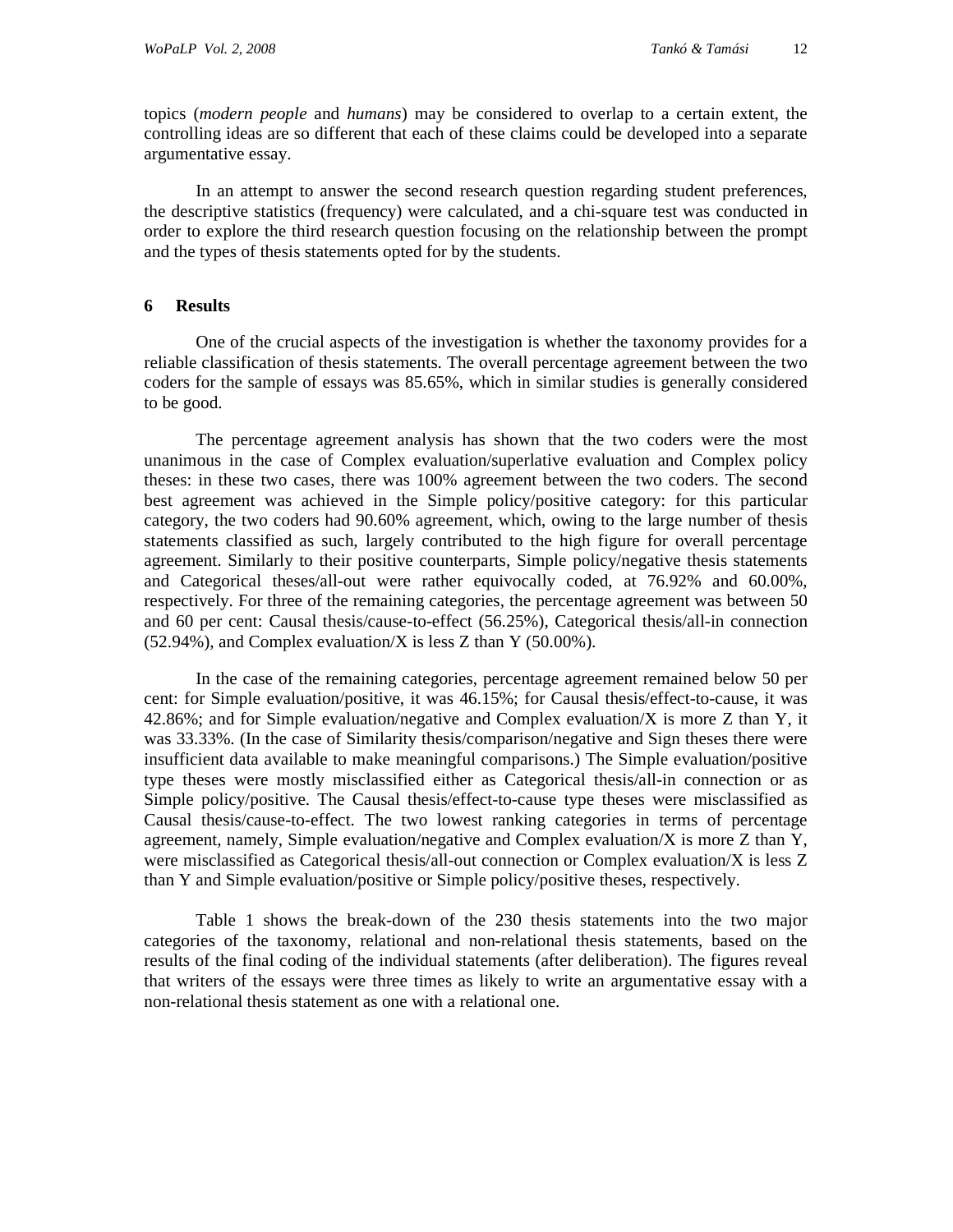topics (*modern people* and *humans*) may be considered to overlap to a certain extent, the controlling ideas are so different that each of these claims could be developed into a separate argumentative essay.

In an attempt to answer the second research question regarding student preferences, the descriptive statistics (frequency) were calculated, and a chi-square test was conducted in order to explore the third research question focusing on the relationship between the prompt and the types of thesis statements opted for by the students.

## 6 Results

One of the crucial aspects of the investigation is whether the taxonomy provides for a reliable classification of thesis statements. The overall percentage agreement between the two coders for the sample of essays was 85.65%, which in similar studies is generally considered to be good.

The percentage agreement analysis has shown that the two coders were the most unanimous in the case of Complex evaluation/superlative evaluation and Complex policy theses: in these two cases, there was 100% agreement between the two coders. The second best agreement was achieved in the Simple policy/positive category: for this particular category, the two coders had 90.60% agreement, which, owing to the large number of thesis statements classified as such, largely contributed to the high figure for overall percentage agreement. Similarly to their positive counterparts, Simple policy/negative thesis statements and Categorical theses/all-out were rather equivocally coded, at 76.92% and 60.00%, respectively. For three of the remaining categories, the percentage agreement was between 50 and 60 per cent: Causal thesis/cause-to-effect (56.25%), Categorical thesis/all-in connection (52.94%), and Complex evaluation/X is less Z than Y (50.00%).

In the case of the remaining categories, percentage agreement remained below 50 per cent: for Simple evaluation/positive, it was 46.15%; for Causal thesis/effect-to-cause, it was 42.86%; and for Simple evaluation/negative and Complex evaluation/X is more Z than Y, it was 33.33%. (In the case of Similarity thesis/comparison/negative and Sign theses there were insufficient data available to make meaningful comparisons.) The Simple evaluation/positive type theses were mostly misclassified either as Categorical thesis/all-in connection or as Simple policy/positive. The Causal thesis/effect-to-cause type theses were misclassified as Causal thesis/cause-to-effect. The two lowest ranking categories in terms of percentage agreement, namely, Simple evaluation/negative and Complex evaluation/X is more Z than Y, were misclassified as Categorical thesis/all-out connection or Complex evaluation/X is less Z than Y and Simple evaluation/positive or Simple policy/positive theses, respectively.

Table 1 shows the break-down of the 230 thesis statements into the two major categories of the taxonomy, relational and non-relational thesis statements, based on the results of the final coding of the individual statements (after deliberation). The figures reveal that writers of the essays were three times as likely to write an argumentative essay with a non-relational thesis statement as one with a relational one.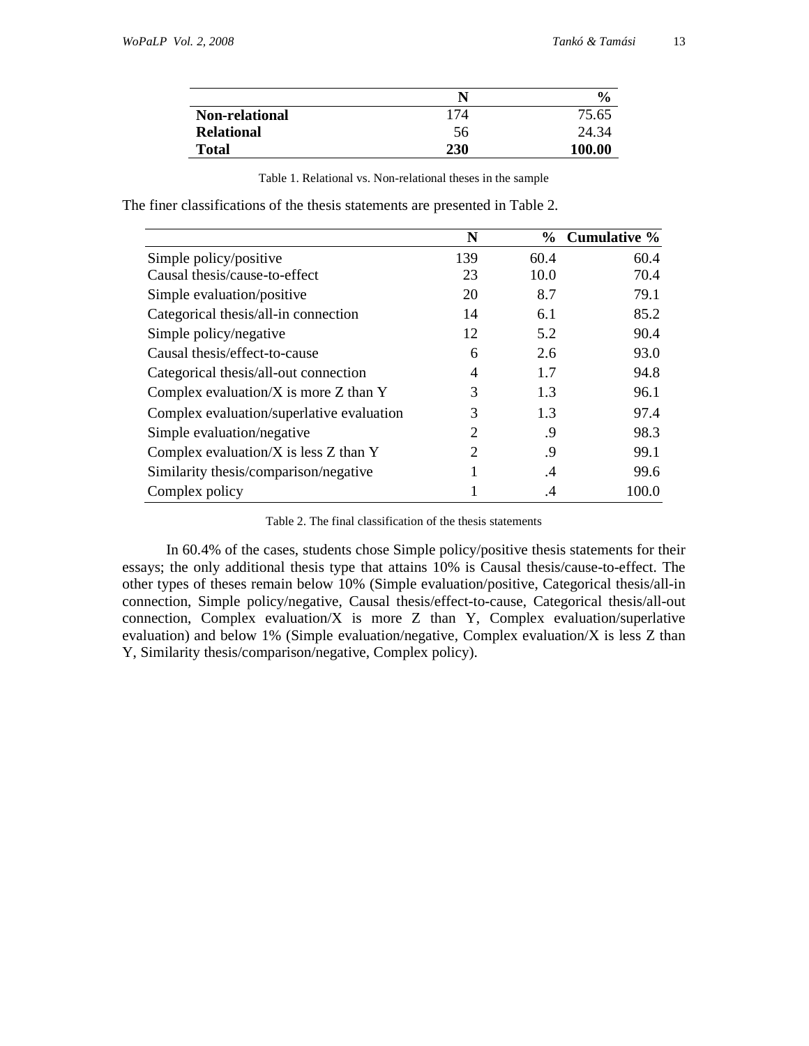| | N | % |
|---|---|---|
| **Non-relational** | 174 | 75.65 |
| **Relational** | 56 | 24.34 |
| **Total** | **230** | **100.00** |

Table 1. Relational vs. Non-relational theses in the sample

The finer classifications of the thesis statements are presented in Table 2.

| | N | % | Cumulative % |
|---|---|---|---|
| Simple policy/positive | 139 | 60.4 | 60.4 |
| Causal thesis/cause-to-effect | 23 | 10.0 | 70.4 |
| Simple evaluation/positive | 20 | 8.7 | 79.1 |
| Categorical thesis/all-in connection | 14 | 6.1 | 85.2 |
| Simple policy/negative | 12 | 5.2 | 90.4 |
| Causal thesis/effect-to-cause | 6 | 2.6 | 93.0 |
| Categorical thesis/all-out connection | 4 | 1.7 | 94.8 |
| Complex evaluation/X is more Z than Y | 3 | 1.3 | 96.1 |
| Complex evaluation/superlative evaluation | 3 | 1.3 | 97.4 |
| Simple evaluation/negative | 2 | .9 | 98.3 |
| Complex evaluation/X is less Z than Y | 2 | .9 | 99.1 |
| Similarity thesis/comparison/negative | 1 | .4 | 99.6 |
| Complex policy | 1 | .4 | 100.0 |

Table 2. The final classification of the thesis statements

In 60.4% of the cases, students chose Simple policy/positive thesis statements for their essays; the only additional thesis type that attains 10% is Causal thesis/cause-to-effect. The other types of theses remain below 10% (Simple evaluation/positive, Categorical thesis/all-in connection, Simple policy/negative, Causal thesis/effect-to-cause, Categorical thesis/all-out connection, Complex evaluation/X is more Z than Y, Complex evaluation/superlative evaluation) and below 1% (Simple evaluation/negative, Complex evaluation/X is less Z than Y, Similarity thesis/comparison/negative, Complex policy).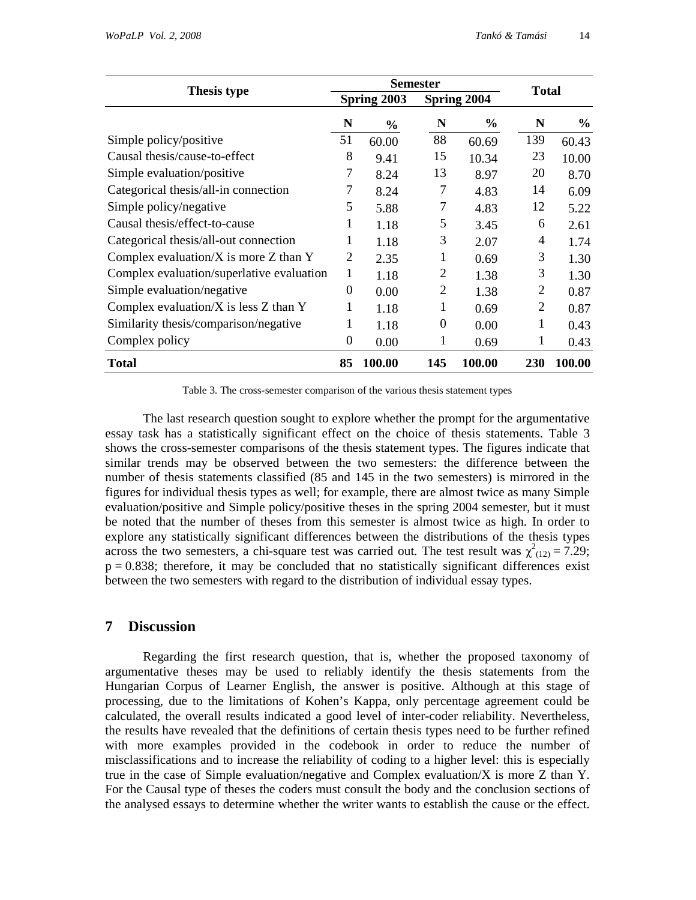| Thesis type | Semester | | | | Total | |
|---|---|---|---|---|---|---|
| | Spring 2003 | | Spring 2004 | | | |
| | N | % | N | % | N | % |
| Simple policy/positive | 51 | 60.00 | 88 | 60.69 | 139 | 60.43 |
| Causal thesis/cause-to-effect | 8 | 9.41 | 15 | 10.34 | 23 | 10.00 |
| Simple evaluation/positive | 7 | 8.24 | 13 | 8.97 | 20 | 8.70 |
| Categorical thesis/all-in connection | 7 | 8.24 | 7 | 4.83 | 14 | 6.09 |
| Simple policy/negative | 5 | 5.88 | 7 | 4.83 | 12 | 5.22 |
| Causal thesis/effect-to-cause | 1 | 1.18 | 5 | 3.45 | 6 | 2.61 |
| Categorical thesis/all-out connection | 1 | 1.18 | 3 | 2.07 | 4 | 1.74 |
| Complex evaluation/X is more Z than Y | 2 | 2.35 | 1 | 0.69 | 3 | 1.30 |
| Complex evaluation/superlative evaluation | 1 | 1.18 | 2 | 1.38 | 3 | 1.30 |
| Simple evaluation/negative | 0 | 0.00 | 2 | 1.38 | 2 | 0.87 |
| Complex evaluation/X is less Z than Y | 1 | 1.18 | 1 | 0.69 | 2 | 0.87 |
| Similarity thesis/comparison/negative | 1 | 1.18 | 0 | 0.00 | 1 | 0.43 |
| Complex policy | 0 | 0.00 | 1 | 0.69 | 1 | 0.43 |
| **Total** | **85** | **100.00** | **145** | **100.00** | **230** | **100.00** |

Table 3. The cross-semester comparison of the various thesis statement types

The last research question sought to explore whether the prompt for the argumentative essay task has a statistically significant effect on the choice of thesis statements. Table 3 shows the cross-semester comparisons of the thesis statement types. The figures indicate that similar trends may be observed between the two semesters: the difference between the number of thesis statements classified (85 and 145 in the two semesters) is mirrored in the figures for individual thesis types as well; for example, there are almost twice as many Simple evaluation/positive and Simple policy/positive theses in the spring 2004 semester, but it must be noted that the number of theses from this semester is almost twice as high. In order to explore any statistically significant differences between the distributions of the thesis types across the two semesters, a chi-square test was carried out. The test result was $\chi^2_{(12)} = 7.29$; $p = 0.838$; therefore, it may be concluded that no statistically significant differences exist between the two semesters with regard to the distribution of individual essay types.

## 7 Discussion

Regarding the first research question, that is, whether the proposed taxonomy of argumentative theses may be used to reliably identify the thesis statements from the Hungarian Corpus of Learner English, the answer is positive. Although at this stage of processing, due to the limitations of Kohen's Kappa, only percentage agreement could be calculated, the overall results indicated a good level of inter-coder reliability. Nevertheless, the results have revealed that the definitions of certain thesis types need to be further refined with more examples provided in the codebook in order to reduce the number of misclassifications and to increase the reliability of coding to a higher level: this is especially true in the case of Simple evaluation/negative and Complex evaluation/X is more Z than Y. For the Causal type of theses the coders must consult the body and the conclusion sections of the analysed essays to determine whether the writer wants to establish the cause or the effect.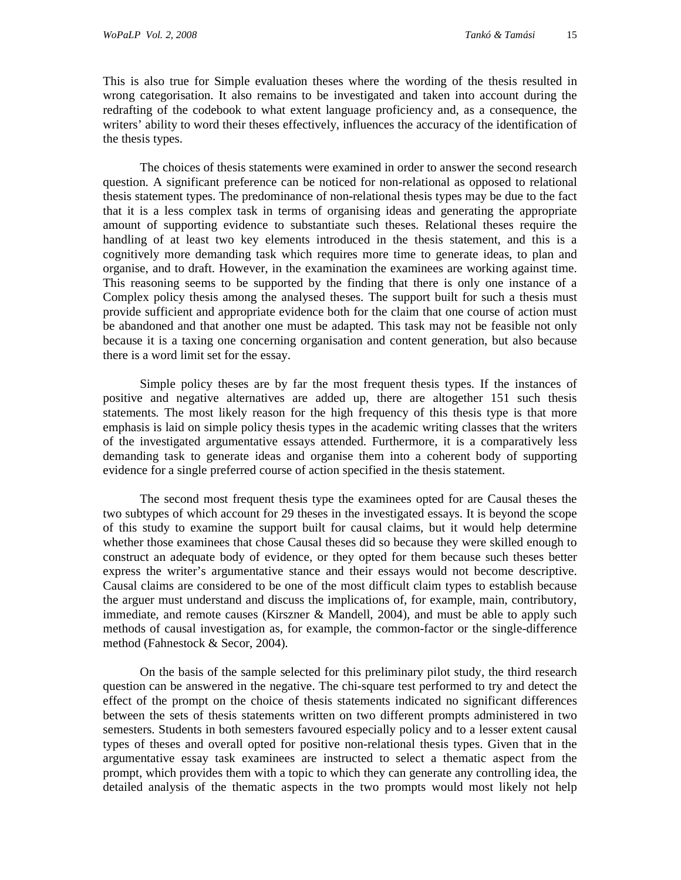This is also true for Simple evaluation theses where the wording of the thesis resulted in wrong categorisation. It also remains to be investigated and taken into account during the redrafting of the codebook to what extent language proficiency and, as a consequence, the writers' ability to word their theses effectively, influences the accuracy of the identification of the thesis types.

The choices of thesis statements were examined in order to answer the second research question. A significant preference can be noticed for non-relational as opposed to relational thesis statement types. The predominance of non-relational thesis types may be due to the fact that it is a less complex task in terms of organising ideas and generating the appropriate amount of supporting evidence to substantiate such theses. Relational theses require the handling of at least two key elements introduced in the thesis statement, and this is a cognitively more demanding task which requires more time to generate ideas, to plan and organise, and to draft. However, in the examination the examinees are working against time. This reasoning seems to be supported by the finding that there is only one instance of a Complex policy thesis among the analysed theses. The support built for such a thesis must provide sufficient and appropriate evidence both for the claim that one course of action must be abandoned and that another one must be adapted. This task may not be feasible not only because it is a taxing one concerning organisation and content generation, but also because there is a word limit set for the essay.

Simple policy theses are by far the most frequent thesis types. If the instances of positive and negative alternatives are added up, there are altogether 151 such thesis statements. The most likely reason for the high frequency of this thesis type is that more emphasis is laid on simple policy thesis types in the academic writing classes that the writers of the investigated argumentative essays attended. Furthermore, it is a comparatively less demanding task to generate ideas and organise them into a coherent body of supporting evidence for a single preferred course of action specified in the thesis statement.

The second most frequent thesis type the examinees opted for are Causal theses the two subtypes of which account for 29 theses in the investigated essays. It is beyond the scope of this study to examine the support built for causal claims, but it would help determine whether those examinees that chose Causal theses did so because they were skilled enough to construct an adequate body of evidence, or they opted for them because such theses better express the writer's argumentative stance and their essays would not become descriptive. Causal claims are considered to be one of the most difficult claim types to establish because the arguer must understand and discuss the implications of, for example, main, contributory, immediate, and remote causes (Kirszner & Mandell, 2004), and must be able to apply such methods of causal investigation as, for example, the common-factor or the single-difference method (Fahnestock & Secor, 2004).

On the basis of the sample selected for this preliminary pilot study, the third research question can be answered in the negative. The chi-square test performed to try and detect the effect of the prompt on the choice of thesis statements indicated no significant differences between the sets of thesis statements written on two different prompts administered in two semesters. Students in both semesters favoured especially policy and to a lesser extent causal types of theses and overall opted for positive non-relational thesis types. Given that in the argumentative essay task examinees are instructed to select a thematic aspect from the prompt, which provides them with a topic to which they can generate any controlling idea, the detailed analysis of the thematic aspects in the two prompts would most likely not help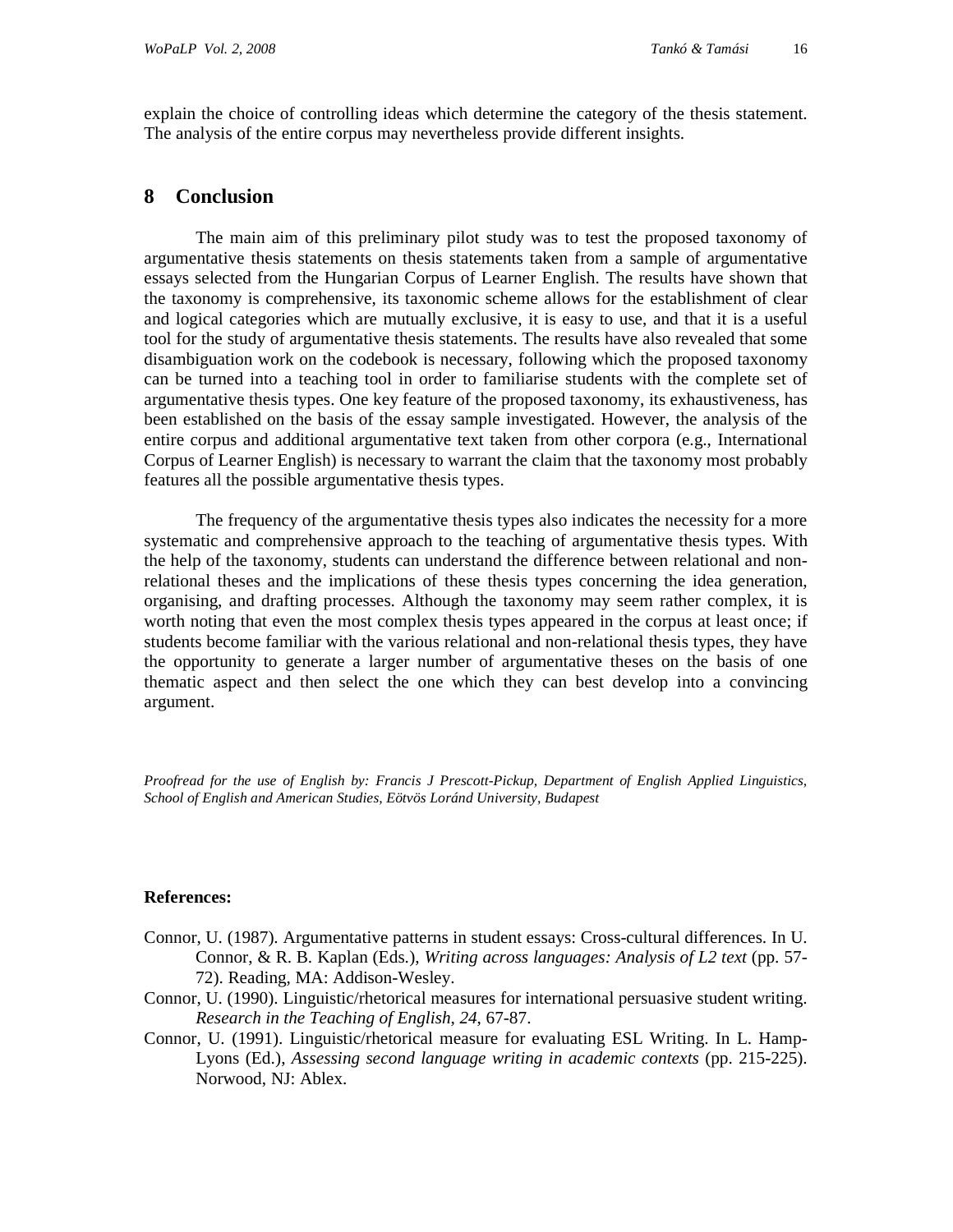explain the choice of controlling ideas which determine the category of the thesis statement. The analysis of the entire corpus may nevertheless provide different insights.

## 8 Conclusion

The main aim of this preliminary pilot study was to test the proposed taxonomy of argumentative thesis statements on thesis statements taken from a sample of argumentative essays selected from the Hungarian Corpus of Learner English. The results have shown that the taxonomy is comprehensive, its taxonomic scheme allows for the establishment of clear and logical categories which are mutually exclusive, it is easy to use, and that it is a useful tool for the study of argumentative thesis statements. The results have also revealed that some disambiguation work on the codebook is necessary, following which the proposed taxonomy can be turned into a teaching tool in order to familiarise students with the complete set of argumentative thesis types. One key feature of the proposed taxonomy, its exhaustiveness, has been established on the basis of the essay sample investigated. However, the analysis of the entire corpus and additional argumentative text taken from other corpora (e.g., International Corpus of Learner English) is necessary to warrant the claim that the taxonomy most probably features all the possible argumentative thesis types.

The frequency of the argumentative thesis types also indicates the necessity for a more systematic and comprehensive approach to the teaching of argumentative thesis types. With the help of the taxonomy, students can understand the difference between relational and non-relational theses and the implications of these thesis types concerning the idea generation, organising, and drafting processes. Although the taxonomy may seem rather complex, it is worth noting that even the most complex thesis types appeared in the corpus at least once; if students become familiar with the various relational and non-relational thesis types, they have the opportunity to generate a larger number of argumentative theses on the basis of one thematic aspect and then select the one which they can best develop into a convincing argument.

*Proofread for the use of English by: Francis J Prescott-Pickup, Department of English Applied Linguistics, School of English and American Studies, Eötvös Loránd University, Budapest*

**References:**

Connor, U. (1987). Argumentative patterns in student essays: Cross-cultural differences. In U. Connor, & R. B. Kaplan (Eds.), *Writing across languages: Analysis of L2 text* (pp. 57-72). Reading, MA: Addison-Wesley.

Connor, U. (1990). Linguistic/rhetorical measures for international persuasive student writing. *Research in the Teaching of English*, *24*, 67-87.

Connor, U. (1991). Linguistic/rhetorical measure for evaluating ESL Writing. In L. Hamp-Lyons (Ed.), *Assessing second language writing in academic contexts* (pp. 215-225). Norwood, NJ: Ablex.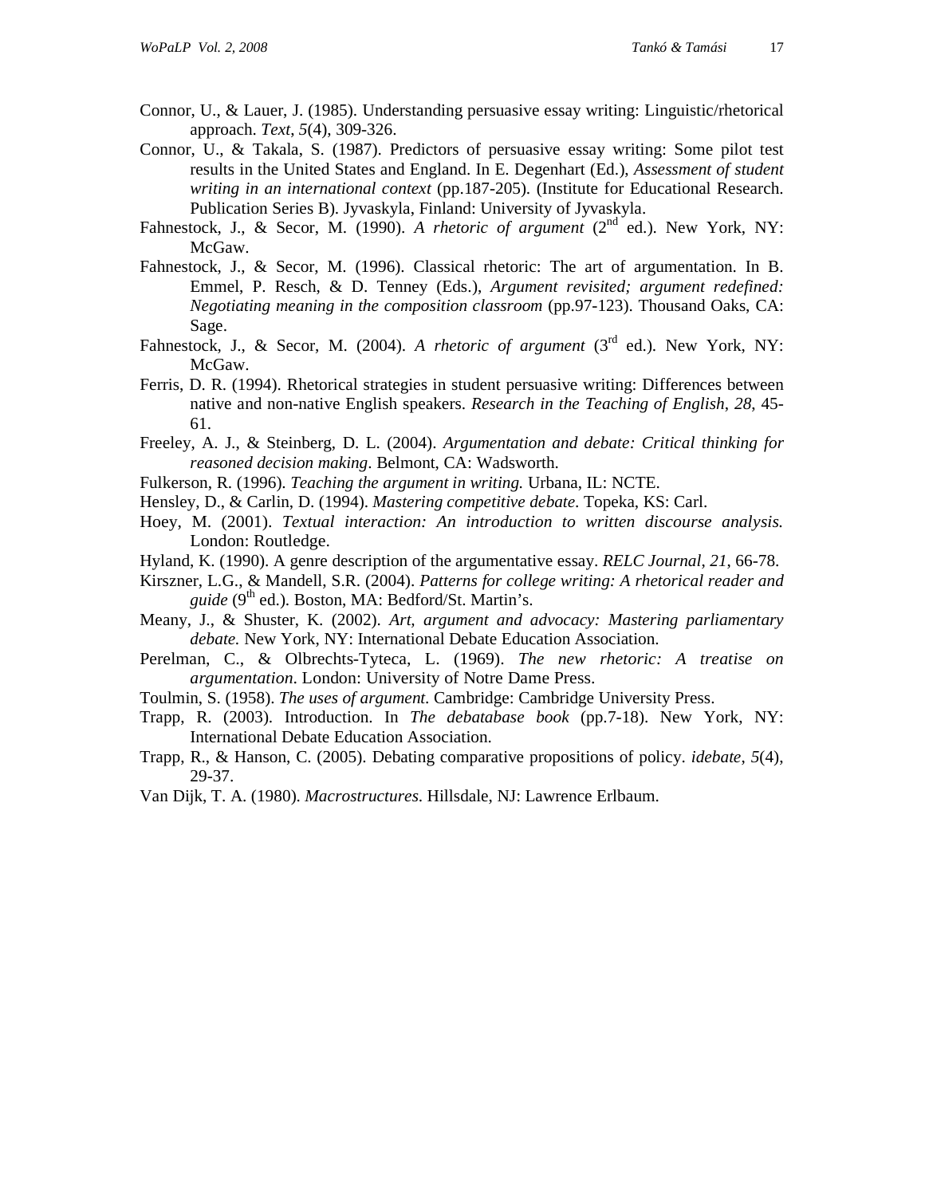Connor, U., & Lauer, J. (1985). Understanding persuasive essay writing: Linguistic/rhetorical approach. *Text*, *5*(4), 309-326.

Connor, U., & Takala, S. (1987). Predictors of persuasive essay writing: Some pilot test results in the United States and England. In E. Degenhart (Ed.), *Assessment of student writing in an international context* (pp.187-205). (Institute for Educational Research. Publication Series B). Jyvaskyla, Finland: University of Jyvaskyla.

Fahnestock, J., & Secor, M. (1990). *A rhetoric of argument* (2nd ed.). New York, NY: McGaw.

Fahnestock, J., & Secor, M. (1996). Classical rhetoric: The art of argumentation. In B. Emmel, P. Resch, & D. Tenney (Eds.), *Argument revisited; argument redefined: Negotiating meaning in the composition classroom* (pp.97-123). Thousand Oaks, CA: Sage.

Fahnestock, J., & Secor, M. (2004). *A rhetoric of argument* (3rd ed.). New York, NY: McGaw.

Ferris, D. R. (1994). Rhetorical strategies in student persuasive writing: Differences between native and non-native English speakers. *Research in the Teaching of English*, *28*, 45-61.

Freeley, A. J., & Steinberg, D. L. (2004). *Argumentation and debate: Critical thinking for reasoned decision making*. Belmont, CA: Wadsworth.

Fulkerson, R. (1996). *Teaching the argument in writing.* Urbana, IL: NCTE.

Hensley, D., & Carlin, D. (1994). *Mastering competitive debate*. Topeka, KS: Carl.

Hoey, M. (2001). *Textual interaction: An introduction to written discourse analysis.* London: Routledge.

Hyland, K. (1990). A genre description of the argumentative essay. *RELC Journal*, *21*, 66-78.

Kirszner, L.G., & Mandell, S.R. (2004). *Patterns for college writing: A rhetorical reader and guide* (9th ed.). Boston, MA: Bedford/St. Martin's.

Meany, J., & Shuster, K. (2002). *Art, argument and advocacy: Mastering parliamentary debate.* New York, NY: International Debate Education Association.

Perelman, C., & Olbrechts-Tyteca, L. (1969). *The new rhetoric: A treatise on argumentation*. London: University of Notre Dame Press.

Toulmin, S. (1958). *The uses of argument.* Cambridge: Cambridge University Press.

Trapp, R. (2003). Introduction. In *The debatabase book* (pp.7-18). New York, NY: International Debate Education Association.

Trapp, R., & Hanson, C. (2005). Debating comparative propositions of policy. *idebate*, *5*(4), 29-37.

Van Dijk, T. A. (1980). *Macrostructures*. Hillsdale, NJ: Lawrence Erlbaum.